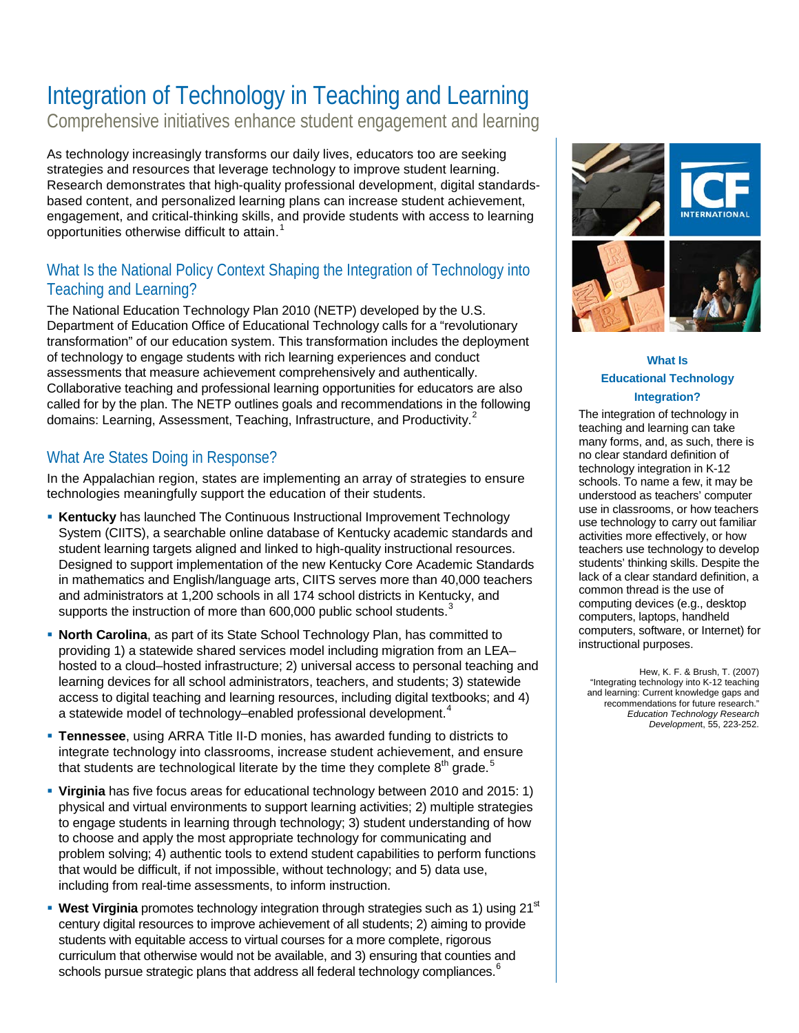# Integration of Technology in Teaching and Learning

Comprehensive initiatives enhance student engagement and learning

As technology increasingly transforms our daily lives, educators too are seeking strategies and resources that leverage technology to improve student learning. Research demonstrates that high-quality professional development, digital standards-based content, and personalized learning plans can increase student achievement, engagement, and critical-thinking skills, and provide students with access to learning opportunities otherwise difficult to attain.[1]

## What Is the National Policy Context Shaping the Integration of Technology into Teaching and Learning?

The National Education Technology Plan 2010 (NETP) developed by the U.S. Department of Education Office of Educational Technology calls for a "revolutionary transformation" of our education system. This transformation includes the deployment of technology to engage students with rich learning experiences and conduct assessments that measure achievement comprehensively and authentically. Collaborative teaching and professional learning opportunities for educators are also called for by the plan. The NETP outlines goals and recommendations in the following domains: Learning, Assessment, Teaching, Infrastructure, and Productivity.[2]

## What Are States Doing in Response?

In the Appalachian region, states are implementing an array of strategies to ensure technologies meaningfully support the education of their students.

- **Kentucky** has launched The Continuous Instructional Improvement Technology System (CIITS), a searchable online database of Kentucky academic standards and student learning targets aligned and linked to high-quality instructional resources. Designed to support implementation of the new Kentucky Core Academic Standards in mathematics and English/language arts, CIITS serves more than 40,000 teachers and administrators at 1,200 schools in all 174 school districts in Kentucky, and supports the instruction of more than 600,000 public school students.[3]
- **North Carolina**, as part of its State School Technology Plan, has committed to providing 1) a statewide shared services model including migration from an LEA–hosted to a cloud–hosted infrastructure; 2) universal access to personal teaching and learning devices for all school administrators, teachers, and students; 3) statewide access to digital teaching and learning resources, including digital textbooks; and 4) a statewide model of technology–enabled professional development.[4]
- **Tennessee**, using ARRA Title II-D monies, has awarded funding to districts to integrate technology into classrooms, increase student achievement, and ensure that students are technological literate by the time they complete 8th grade.[5]
- **Virginia** has five focus areas for educational technology between 2010 and 2015: 1) physical and virtual environments to support learning activities; 2) multiple strategies to engage students in learning through technology; 3) student understanding of how to choose and apply the most appropriate technology for communicating and problem solving; 4) authentic tools to extend student capabilities to perform functions that would be difficult, if not impossible, without technology; and 5) data use, including from real-time assessments, to inform instruction.
- **West Virginia** promotes technology integration through strategies such as 1) using 21st century digital resources to improve achievement of all students; 2) aiming to provide students with equitable access to virtual courses for a more complete, rigorous curriculum that otherwise would not be available, and 3) ensuring that counties and schools pursue strategic plans that address all federal technology compliances.[6]

### What Is Educational Technology Integration?

The integration of technology in teaching and learning can take many forms, and, as such, there is no clear standard definition of technology integration in K-12 schools. To name a few, it may be understood as teachers' computer use in classrooms, or how teachers use technology to carry out familiar activities more effectively, or how teachers use technology to develop students' thinking skills. Despite the lack of a clear standard definition, a common thread is the use of computing devices (e.g., desktop computers, laptops, handheld computers, software, or Internet) for instructional purposes.

Hew, K. F. & Brush, T. (2007) "Integrating technology into K-12 teaching and learning: Current knowledge gaps and recommendations for future research." *Education Technology Research Development*, 55, 223-252.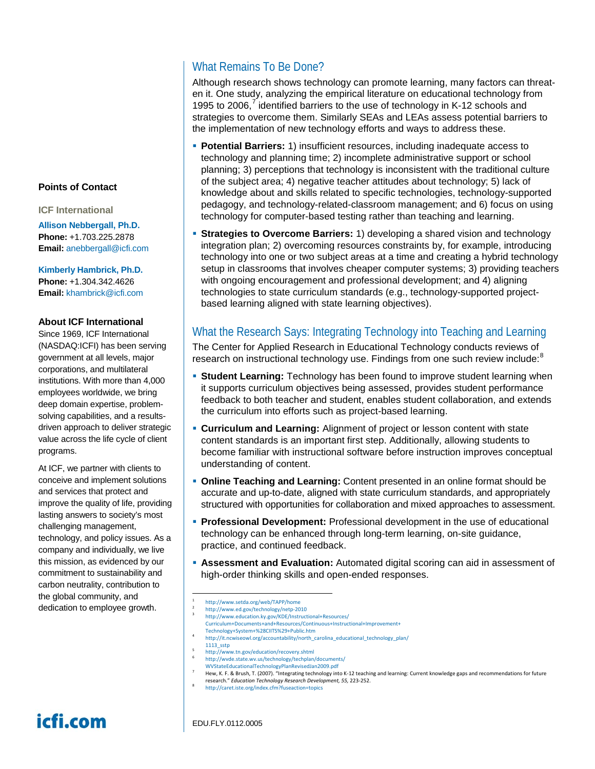## What Remains To Be Done?

Although research shows technology can promote learning, many factors can threaten it. One study, analyzing the empirical literature on educational technology from 1995 to 2006,[7] identified barriers to the use of technology in K-12 schools and strategies to overcome them. Similarly SEAs and LEAs assess potential barriers to the implementation of new technology efforts and ways to address these.

- **Potential Barriers:** 1) insufficient resources, including inadequate access to technology and planning time; 2) incomplete administrative support or school planning; 3) perceptions that technology is inconsistent with the traditional culture of the subject area; 4) negative teacher attitudes about technology; 5) lack of knowledge about and skills related to specific technologies, technology-supported pedagogy, and technology-related-classroom management; and 6) focus on using technology for computer-based testing rather than teaching and learning.
- **Strategies to Overcome Barriers:** 1) developing a shared vision and technology integration plan; 2) overcoming resources constraints by, for example, introducing technology into one or two subject areas at a time and creating a hybrid technology setup in classrooms that involves cheaper computer systems; 3) providing teachers with ongoing encouragement and professional development; and 4) aligning technologies to state curriculum standards (e.g., technology-supported project-based learning aligned with state learning objectives).

## What the Research Says: Integrating Technology into Teaching and Learning

The Center for Applied Research in Educational Technology conducts reviews of research on instructional technology use. Findings from one such review include:[8]

- **Student Learning:** Technology has been found to improve student learning when it supports curriculum objectives being assessed, provides student performance feedback to both teacher and student, enables student collaboration, and extends the curriculum into efforts such as project-based learning.
- **Curriculum and Learning:** Alignment of project or lesson content with state content standards is an important first step. Additionally, allowing students to become familiar with instructional software before instruction improves conceptual understanding of content.
- **Online Teaching and Learning:** Content presented in an online format should be accurate and up-to-date, aligned with state curriculum standards, and appropriately structured with opportunities for collaboration and mixed approaches to assessment.
- **Professional Development:** Professional development in the use of educational technology can be enhanced through long-term learning, on-site guidance, practice, and continued feedback.
- **Assessment and Evaluation:** Automated digital scoring can aid in assessment of high-order thinking skills and open-ended responses.

---

1. http://www.setda.org/web/TAPP/home
2. http://www.ed.gov/technology/netp-2010
3. http://www.education.ky.gov/KDE/Instructional+Resources/Curriculum+Documents+and+Resources/Continuous+Instructional+Improvement+Technology+System+%28CIITS%29+Public.htm
4. http://it.ncwiseowl.org/accountability/north_carolina_educational_technology_plan/1113_sstp
5. http://www.tn.gov/education/recovery.shtml
6. http://wvde.state.wv.us/technology/techplan/documents/WVStateEducationalTechnologyPlanRevisedJan2009.pdf
7. Hew, K. F. & Brush, T. (2007). "Integrating technology into K-12 teaching and learning: Current knowledge gaps and recommendations for future research." *Education Technology Research Development, 55,* 223-252.
8. http://caret.iste.org/index.cfm?fuseaction=topics

### Points of Contact

**ICF International**

**Allison Nebbergall, Ph.D.**
**Phone:** +1.703.225.2878
**Email:** anebbergall@icfi.com

**Kimberly Hambrick, Ph.D.**
**Phone:** +1.304.342.4626
**Email:** khambrick@icfi.com

### About ICF International

Since 1969, ICF International (NASDAQ:ICFI) has been serving government at all levels, major corporations, and multilateral institutions. With more than 4,000 employees worldwide, we bring deep domain expertise, problem-solving capabilities, and a results-driven approach to deliver strategic value across the life cycle of client programs.

At ICF, we partner with clients to conceive and implement solutions and services that protect and improve the quality of life, providing lasting answers to society's most challenging management, technology, and policy issues. As a company and individually, we live this mission, as evidenced by our commitment to sustainability and carbon neutrality, contribution to the global community, and dedication to employee growth.

icfi.com

EDU.FLY.0112.0005